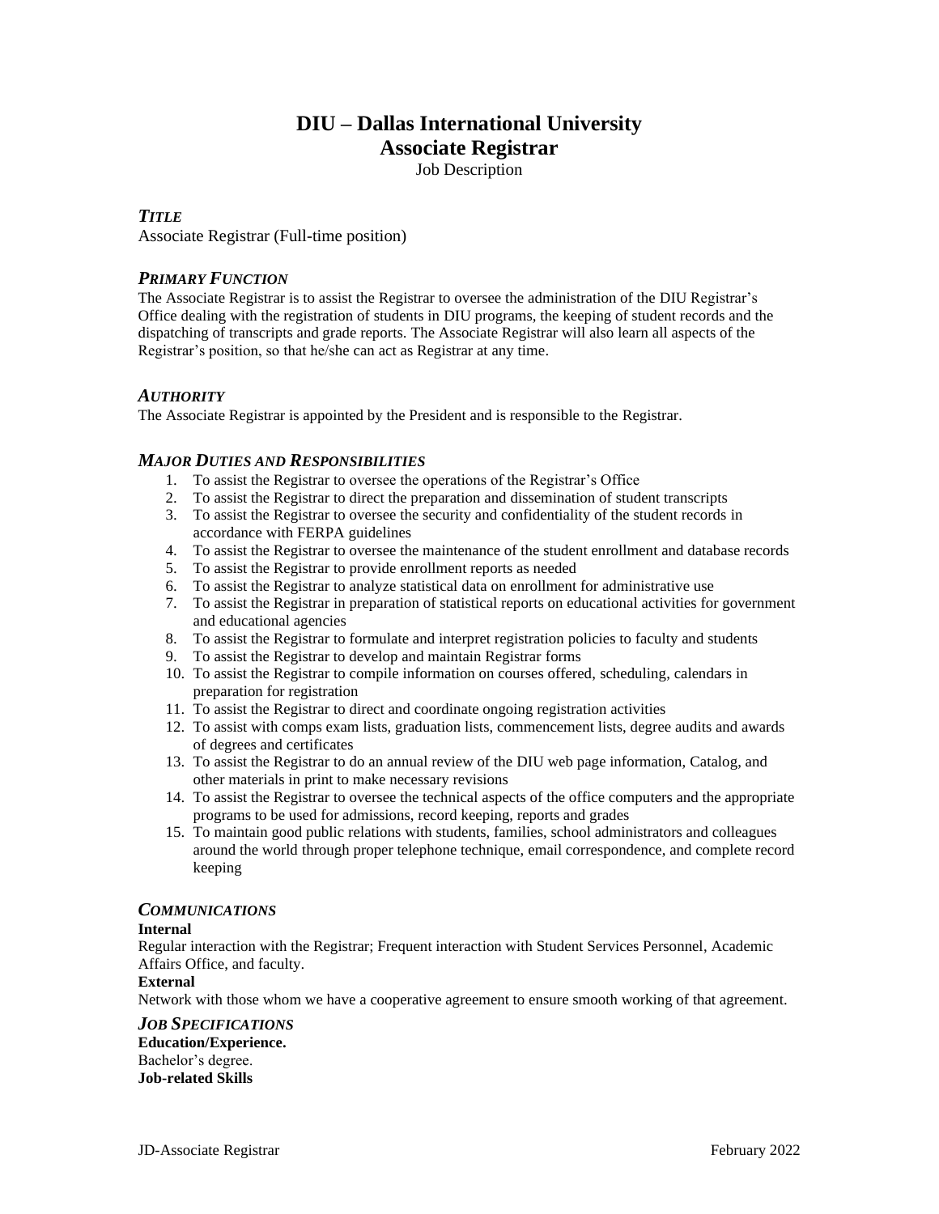# DIU – Dallas International University
# Associate Registrar

Job Description

### *TITLE*

Associate Registrar (Full-time position)

### *PRIMARY FUNCTION*

The Associate Registrar is to assist the Registrar to oversee the administration of the DIU Registrar's Office dealing with the registration of students in DIU programs, the keeping of student records and the dispatching of transcripts and grade reports. The Associate Registrar will also learn all aspects of the Registrar's position, so that he/she can act as Registrar at any time.

### *AUTHORITY*

The Associate Registrar is appointed by the President and is responsible to the Registrar.

### *MAJOR DUTIES AND RESPONSIBILITIES*

1. To assist the Registrar to oversee the operations of the Registrar's Office
2. To assist the Registrar to direct the preparation and dissemination of student transcripts
3. To assist the Registrar to oversee the security and confidentiality of the student records in accordance with FERPA guidelines
4. To assist the Registrar to oversee the maintenance of the student enrollment and database records
5. To assist the Registrar to provide enrollment reports as needed
6. To assist the Registrar to analyze statistical data on enrollment for administrative use
7. To assist the Registrar in preparation of statistical reports on educational activities for government and educational agencies
8. To assist the Registrar to formulate and interpret registration policies to faculty and students
9. To assist the Registrar to develop and maintain Registrar forms
10. To assist the Registrar to compile information on courses offered, scheduling, calendars in preparation for registration
11. To assist the Registrar to direct and coordinate ongoing registration activities
12. To assist with comps exam lists, graduation lists, commencement lists, degree audits and awards of degrees and certificates
13. To assist the Registrar to do an annual review of the DIU web page information, Catalog, and other materials in print to make necessary revisions
14. To assist the Registrar to oversee the technical aspects of the office computers and the appropriate programs to be used for admissions, record keeping, reports and grades
15. To maintain good public relations with students, families, school administrators and colleagues around the world through proper telephone technique, email correspondence, and complete record keeping

### *COMMUNICATIONS*

**Internal**

Regular interaction with the Registrar; Frequent interaction with Student Services Personnel, Academic Affairs Office, and faculty.

**External**

Network with those whom we have a cooperative agreement to ensure smooth working of that agreement.

### *JOB SPECIFICATIONS*

**Education/Experience.**

Bachelor's degree.

**Job-related Skills**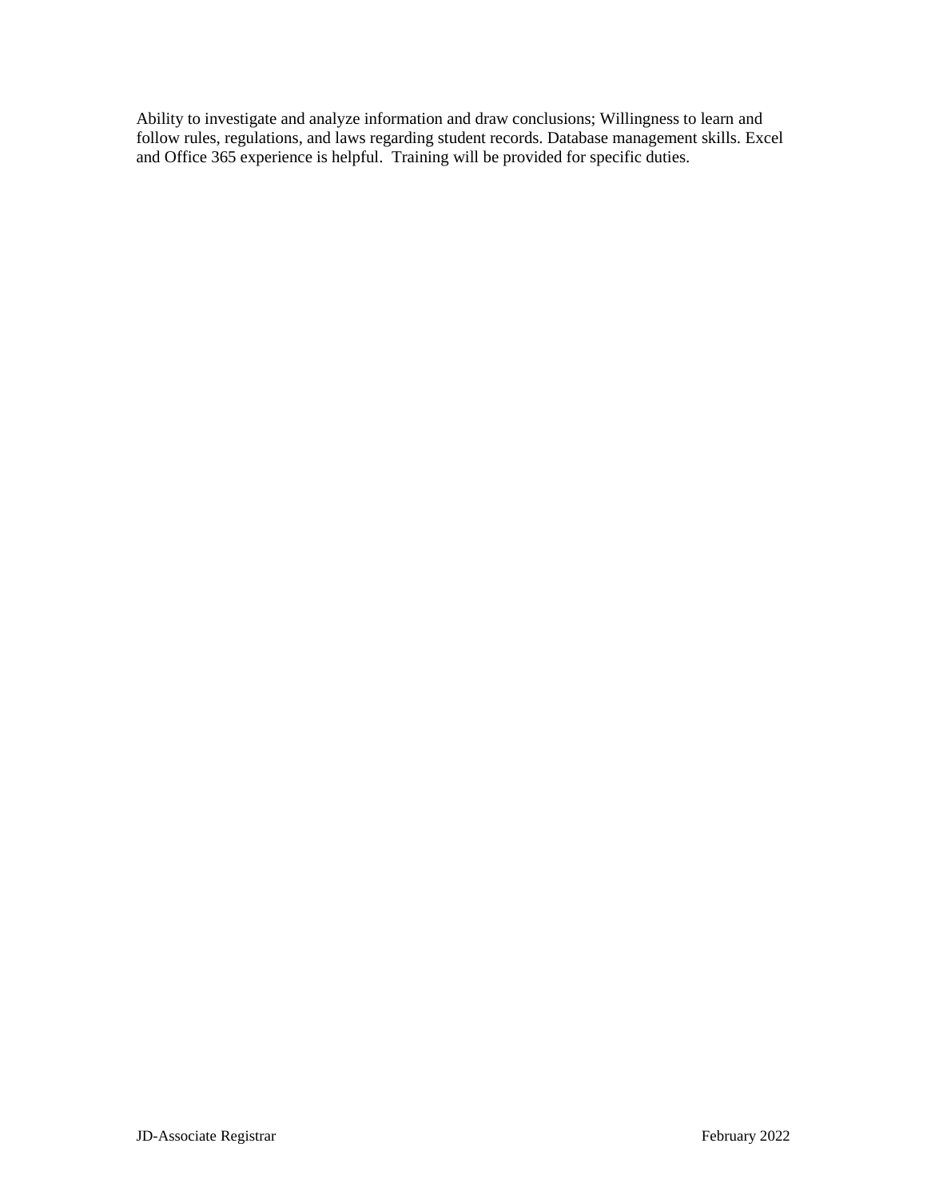Ability to investigate and analyze information and draw conclusions; Willingness to learn and follow rules, regulations, and laws regarding student records. Database management skills. Excel and Office 365 experience is helpful. Training will be provided for specific duties.